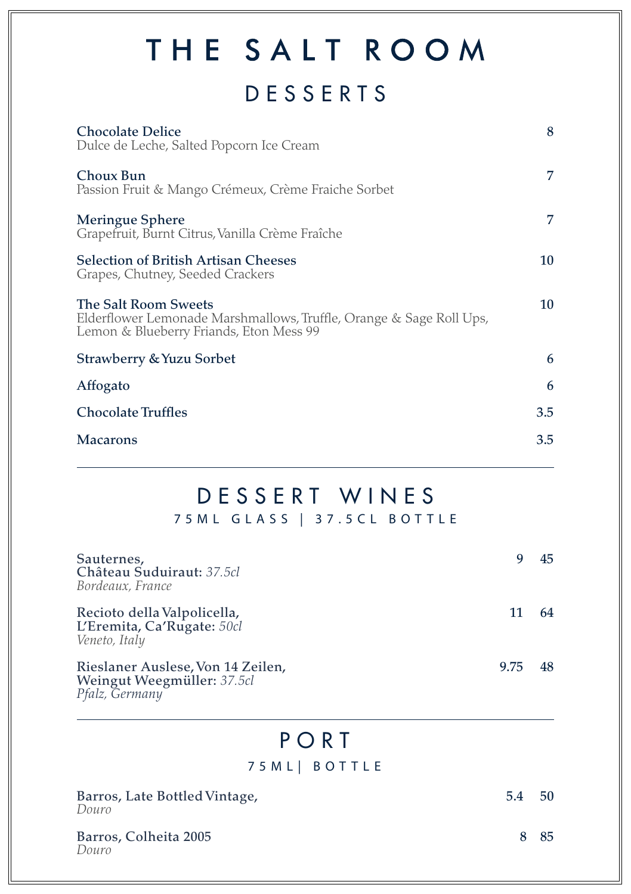# THE SALT ROOM

## DESSERTS

| Item | Price |
| --- | --- |
| **Chocolate Delice**<br>Dulce de Leche, Salted Popcorn Ice Cream | 8 |
| **Choux Bun**<br>Passion Fruit & Mango Crémeux, Crème Fraiche Sorbet | 7 |
| **Meringue Sphere**<br>Grapefruit, Burnt Citrus, Vanilla Crème Fraîche | 7 |
| **Selection of British Artisan Cheeses**<br>Grapes, Chutney, Seeded Crackers | 10 |
| **The Salt Room Sweets**<br>Elderflower Lemonade Marshmallows, Truffle, Orange & Sage Roll Ups, Lemon & Blueberry Friands, Eton Mess 99 | 10 |
| **Strawberry & Yuzu Sorbet** | 6 |
| **Affogato** | 6 |
| **Chocolate Truffles** | 3.5 |
| **Macarons** | 3.5 |

---

## DESSERT WINES

### 75ML GLASS | 37.5CL BOTTLE

| Wine | 75ml Glass | Bottle |
| --- | --- | --- |
| **Sauternes, Château Suduiraut:** *37.5cl*<br>*Bordeaux, France* | 9 | 45 |
| **Recioto della Valpolicella, L'Eremita, Ca'Rugate:** *50cl*<br>*Veneto, Italy* | 11 | 64 |
| **Rieslaner Auslese, Von 14 Zeilen, Weingut Weegmüller:** *37.5cl*<br>*Pfalz, Germany* | 9.75 | 48 |

---

## PORT

### 75ML | BOTTLE

| Port | 75ml | Bottle |
| --- | --- | --- |
| **Barros, Late Bottled Vintage,**<br>*Douro* | 5.4 | 50 |
| **Barros, Colheita 2005**<br>*Douro* | 8 | 85 |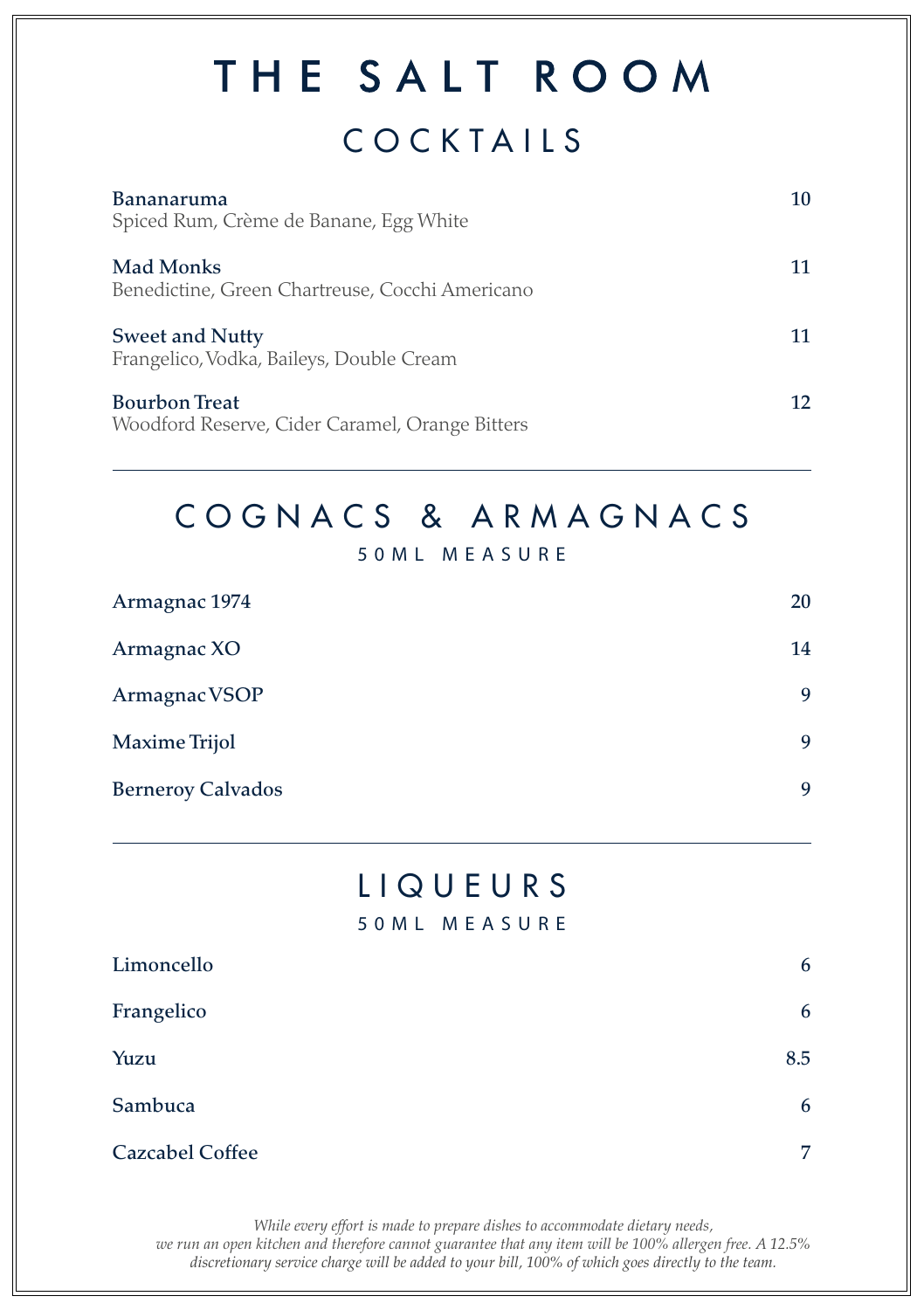# THE SALT ROOM

## COCKTAILS

**Bananaruma** 10
Spiced Rum, Crème de Banane, Egg White

**Mad Monks** 11
Benedictine, Green Chartreuse, Cocchi Americano

**Sweet and Nutty** 11
Frangelico, Vodka, Baileys, Double Cream

**Bourbon Treat** 12
Woodford Reserve, Cider Caramel, Orange Bitters

---

## COGNACS & ARMAGNACS

50ML MEASURE

| | |
|---|---|
| **Armagnac 1974** | 20 |
| **Armagnac XO** | 14 |
| **Armagnac VSOP** | 9 |
| **Maxime Trijol** | 9 |
| **Berneroy Calvados** | 9 |

---

## LIQUEURS

50ML MEASURE

| | |
|---|---|
| **Limoncello** | 6 |
| **Frangelico** | 6 |
| **Yuzu** | 8.5 |
| **Sambuca** | 6 |
| **Cazcabel Coffee** | 7 |

*While every effort is made to prepare dishes to accommodate dietary needs, we run an open kitchen and therefore cannot guarantee that any item will be 100% allergen free. A 12.5% discretionary service charge will be added to your bill, 100% of which goes directly to the team.*